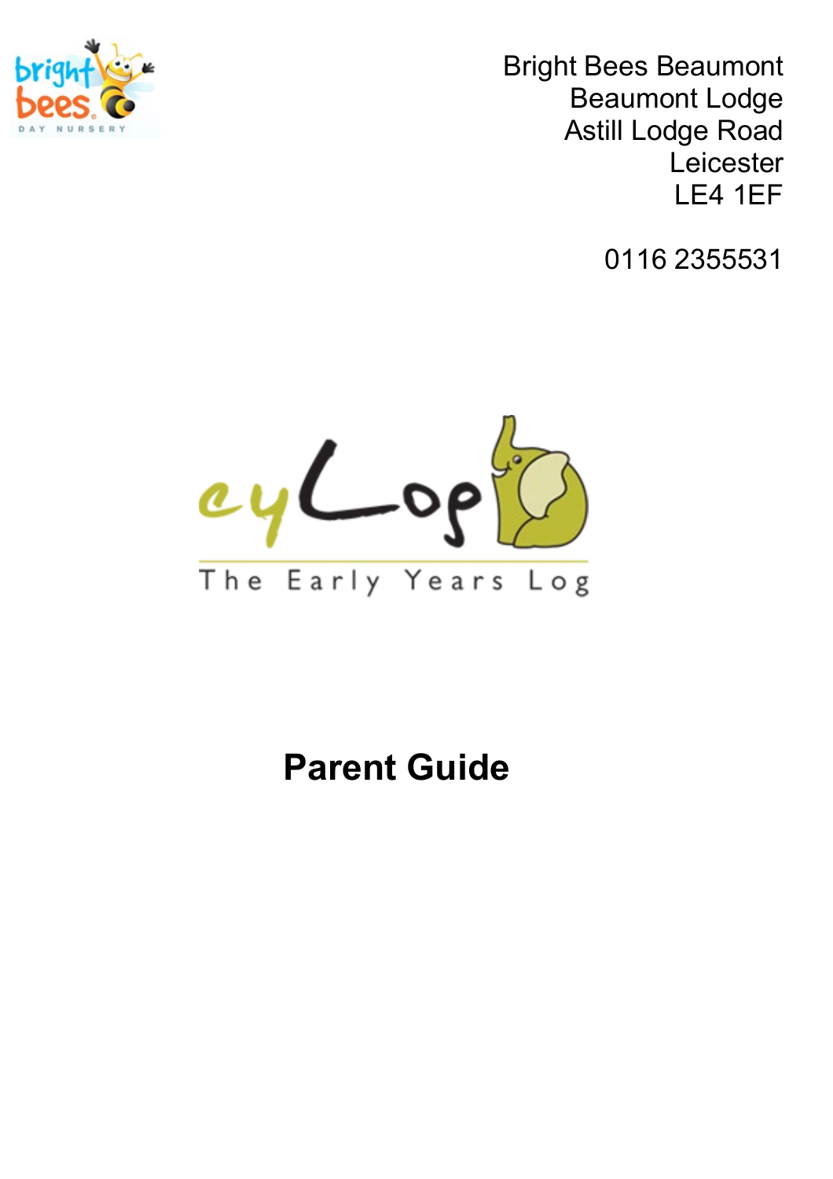Bright Bees Beaumont
Beaumont Lodge
Astill Lodge Road
Leicester
LE4 1EF

0116 2355531

eyLog

The Early Years Log

# Parent Guide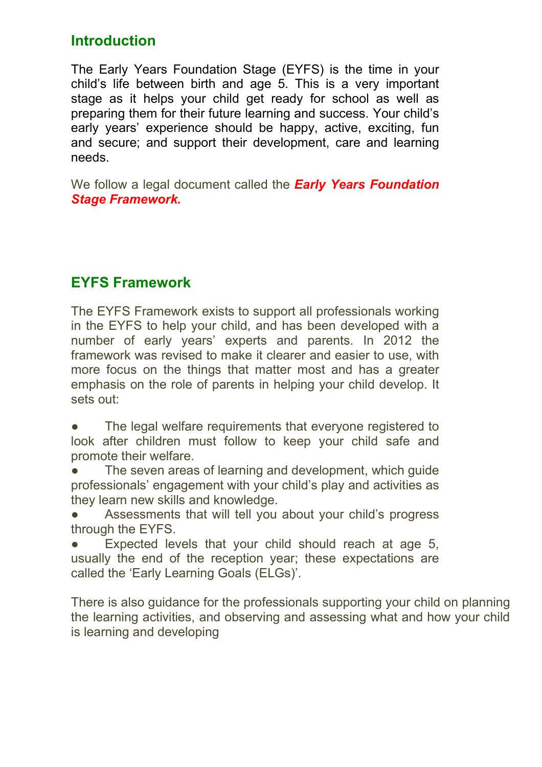## Introduction

The Early Years Foundation Stage (EYFS) is the time in your child's life between birth and age 5. This is a very important stage as it helps your child get ready for school as well as preparing them for their future learning and success. Your child's early years' experience should be happy, active, exciting, fun and secure; and support their development, care and learning needs.

We follow a legal document called the ***Early Years Foundation Stage Framework.***

## EYFS Framework

The EYFS Framework exists to support all professionals working in the EYFS to help your child, and has been developed with a number of early years' experts and parents. In 2012 the framework was revised to make it clearer and easier to use, with more focus on the things that matter most and has a greater emphasis on the role of parents in helping your child develop. It sets out:

- The legal welfare requirements that everyone registered to look after children must follow to keep your child safe and promote their welfare.
- The seven areas of learning and development, which guide professionals' engagement with your child's play and activities as they learn new skills and knowledge.
- Assessments that will tell you about your child's progress through the EYFS.
- Expected levels that your child should reach at age 5, usually the end of the reception year; these expectations are called the 'Early Learning Goals (ELGs)'.

There is also guidance for the professionals supporting your child on planning the learning activities, and observing and assessing what and how your child is learning and developing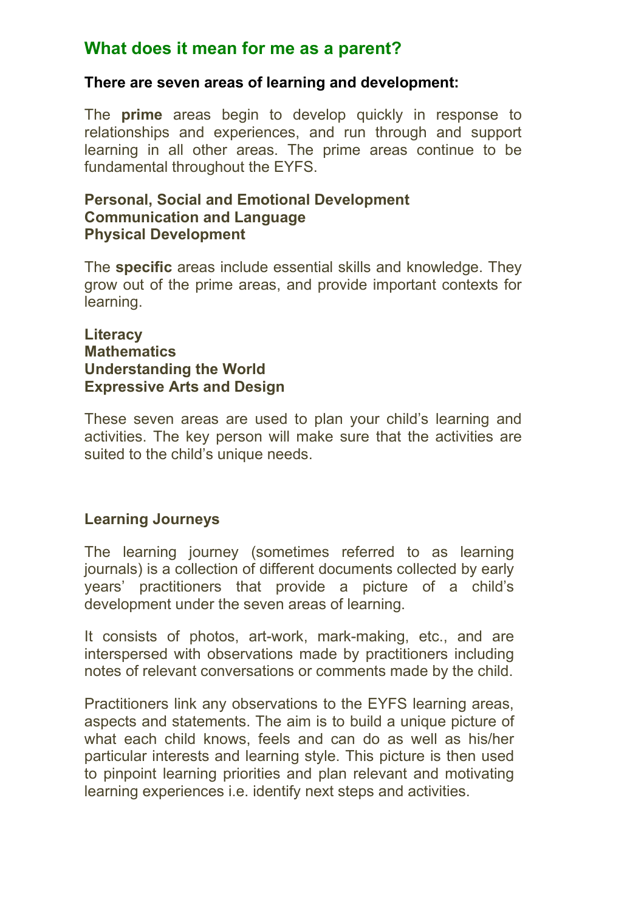## What does it mean for me as a parent?

**There are seven areas of learning and development:**

The **prime** areas begin to develop quickly in response to relationships and experiences, and run through and support learning in all other areas. The prime areas continue to be fundamental throughout the EYFS.

**Personal, Social and Emotional Development**
**Communication and Language**
**Physical Development**

The **specific** areas include essential skills and knowledge. They grow out of the prime areas, and provide important contexts for learning.

**Literacy**
**Mathematics**
**Understanding the World**
**Expressive Arts and Design**

These seven areas are used to plan your child's learning and activities. The key person will make sure that the activities are suited to the child's unique needs.

### Learning Journeys

The learning journey (sometimes referred to as learning journals) is a collection of different documents collected by early years' practitioners that provide a picture of a child's development under the seven areas of learning.

It consists of photos, art-work, mark-making, etc., and are interspersed with observations made by practitioners including notes of relevant conversations or comments made by the child.

Practitioners link any observations to the EYFS learning areas, aspects and statements. The aim is to build a unique picture of what each child knows, feels and can do as well as his/her particular interests and learning style. This picture is then used to pinpoint learning priorities and plan relevant and motivating learning experiences i.e. identify next steps and activities.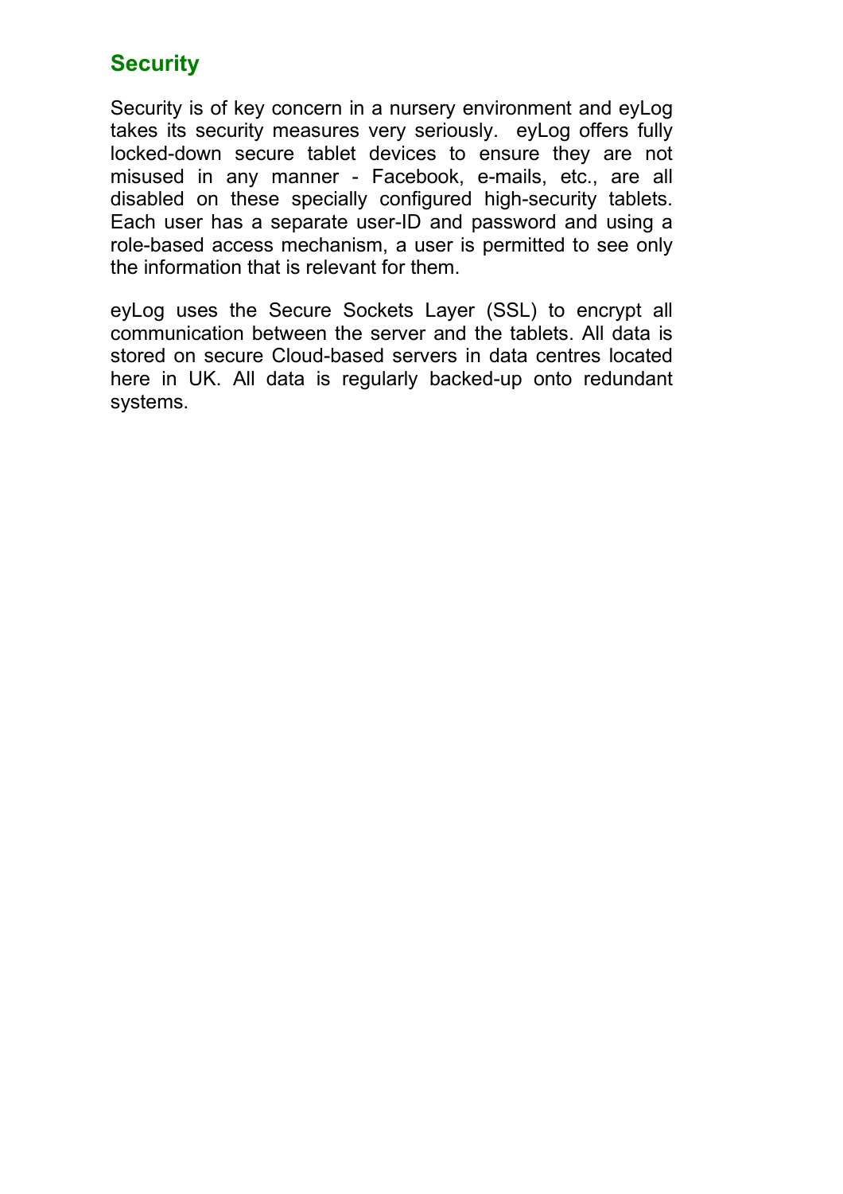## Security

Security is of key concern in a nursery environment and eyLog takes its security measures very seriously. eyLog offers fully locked-down secure tablet devices to ensure they are not misused in any manner - Facebook, e-mails, etc., are all disabled on these specially configured high-security tablets. Each user has a separate user-ID and password and using a role-based access mechanism, a user is permitted to see only the information that is relevant for them.

eyLog uses the Secure Sockets Layer (SSL) to encrypt all communication between the server and the tablets. All data is stored on secure Cloud-based servers in data centres located here in UK. All data is regularly backed-up onto redundant systems.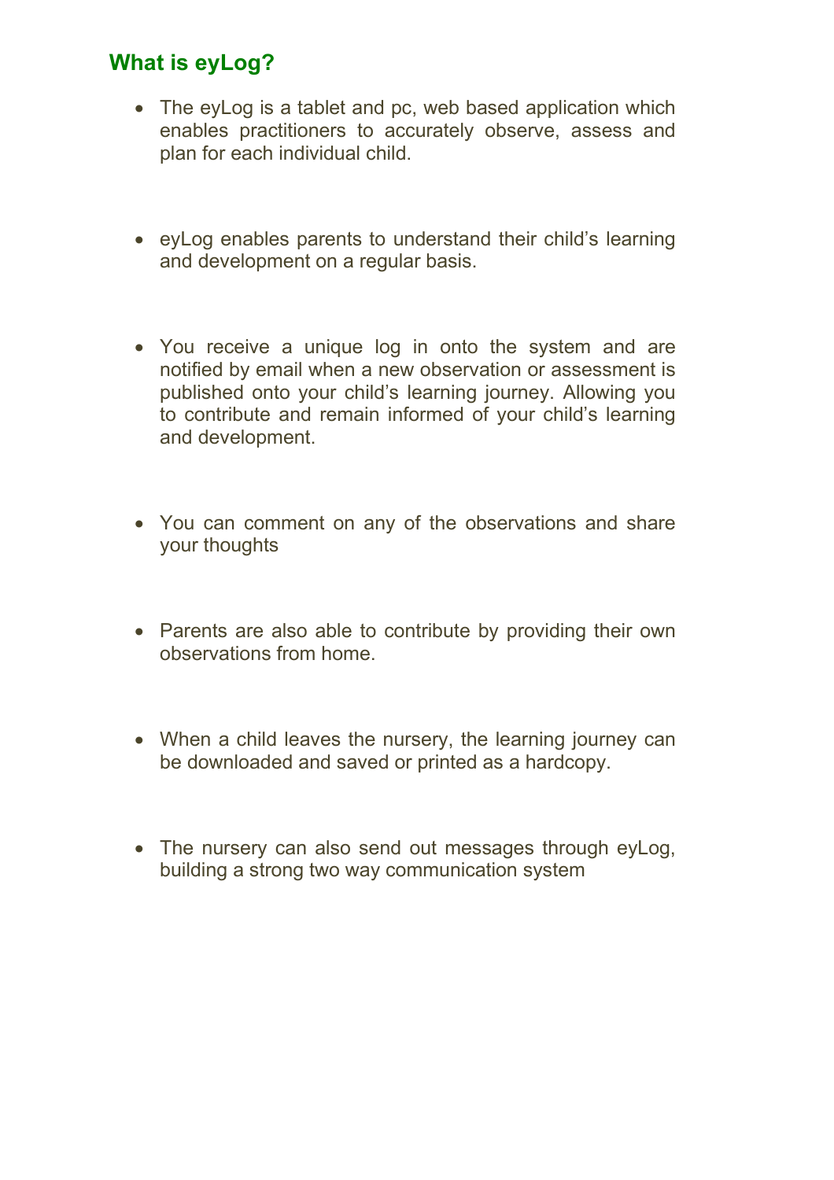## What is eyLog?

- The eyLog is a tablet and pc, web based application which enables practitioners to accurately observe, assess and plan for each individual child.

- eyLog enables parents to understand their child's learning and development on a regular basis.

- You receive a unique log in onto the system and are notified by email when a new observation or assessment is published onto your child's learning journey. Allowing you to contribute and remain informed of your child's learning and development.

- You can comment on any of the observations and share your thoughts

- Parents are also able to contribute by providing their own observations from home.

- When a child leaves the nursery, the learning journey can be downloaded and saved or printed as a hardcopy.

- The nursery can also send out messages through eyLog, building a strong two way communication system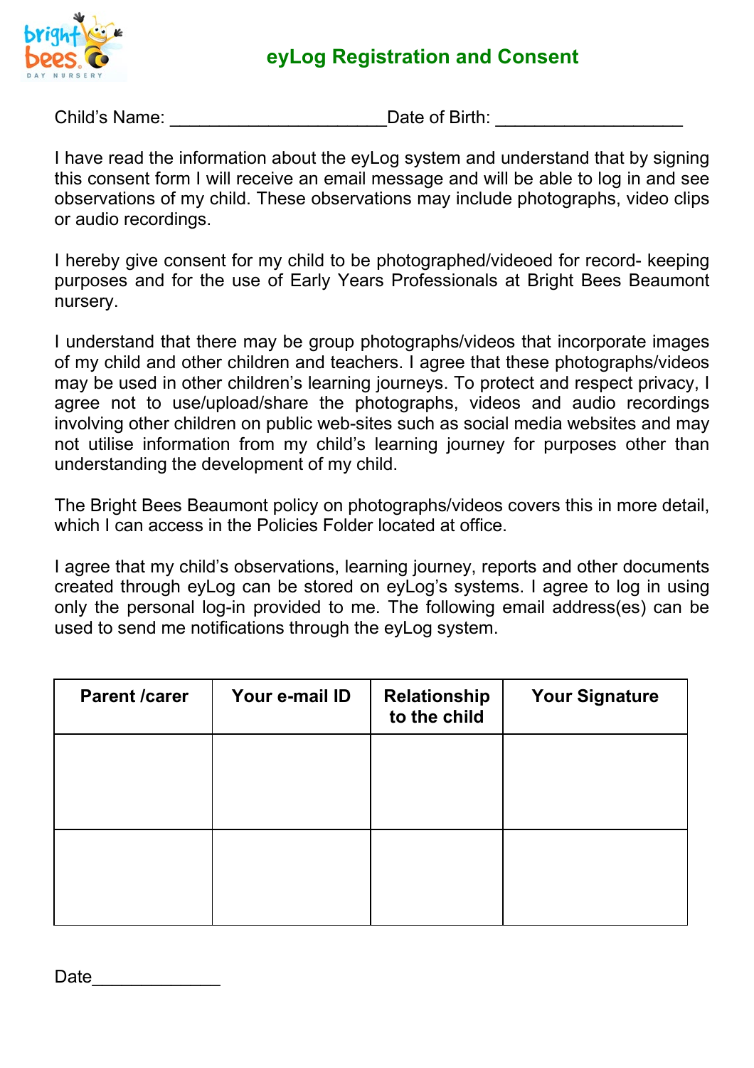# eyLog Registration and Consent

Child's Name: ______________________Date of Birth: ___________________

I have read the information about the eyLog system and understand that by signing this consent form I will receive an email message and will be able to log in and see observations of my child. These observations may include photographs, video clips or audio recordings.

I hereby give consent for my child to be photographed/videoed for record- keeping purposes and for the use of Early Years Professionals at Bright Bees Beaumont nursery.

I understand that there may be group photographs/videos that incorporate images of my child and other children and teachers. I agree that these photographs/videos may be used in other children's learning journeys. To protect and respect privacy, I agree not to use/upload/share the photographs, videos and audio recordings involving other children on public web-sites such as social media websites and may not utilise information from my child's learning journey for purposes other than understanding the development of my child.

The Bright Bees Beaumont policy on photographs/videos covers this in more detail, which I can access in the Policies Folder located at office.

I agree that my child's observations, learning journey, reports and other documents created through eyLog can be stored on eyLog's systems. I agree to log in using only the personal log-in provided to me. The following email address(es) can be used to send me notifications through the eyLog system.

| Parent /carer | Your e-mail ID | Relationship to the child | Your Signature |
|---|---|---|---|
| | | | |
| | | | |

Date_____________